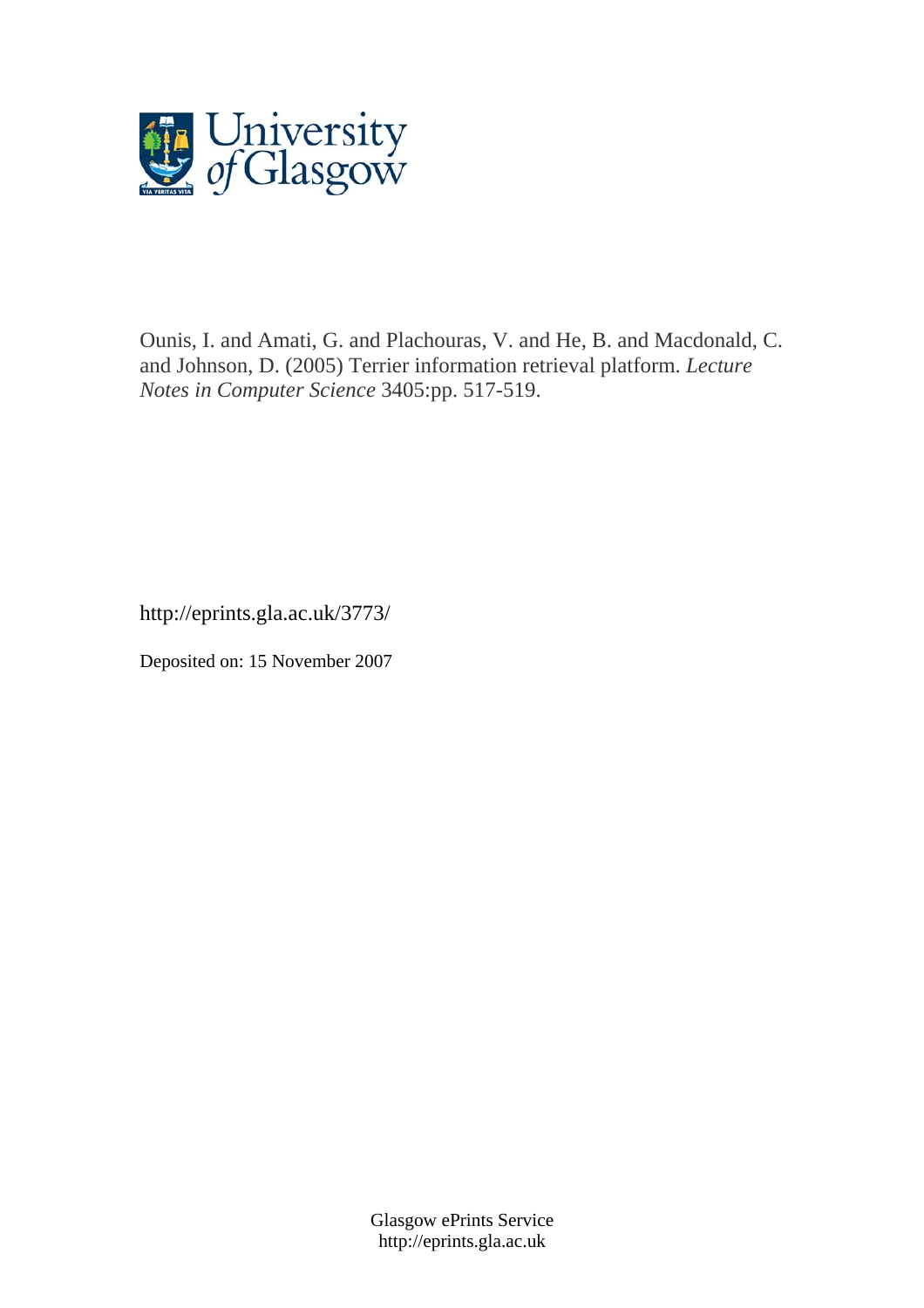University of Glasgow

Ounis, I. and Amati, G. and Plachouras, V. and He, B. and Macdonald, C. and Johnson, D. (2005) Terrier information retrieval platform. *Lecture Notes in Computer Science* 3405:pp. 517-519.

http://eprints.gla.ac.uk/3773/

Deposited on: 15 November 2007

Glasgow ePrints Service
http://eprints.gla.ac.uk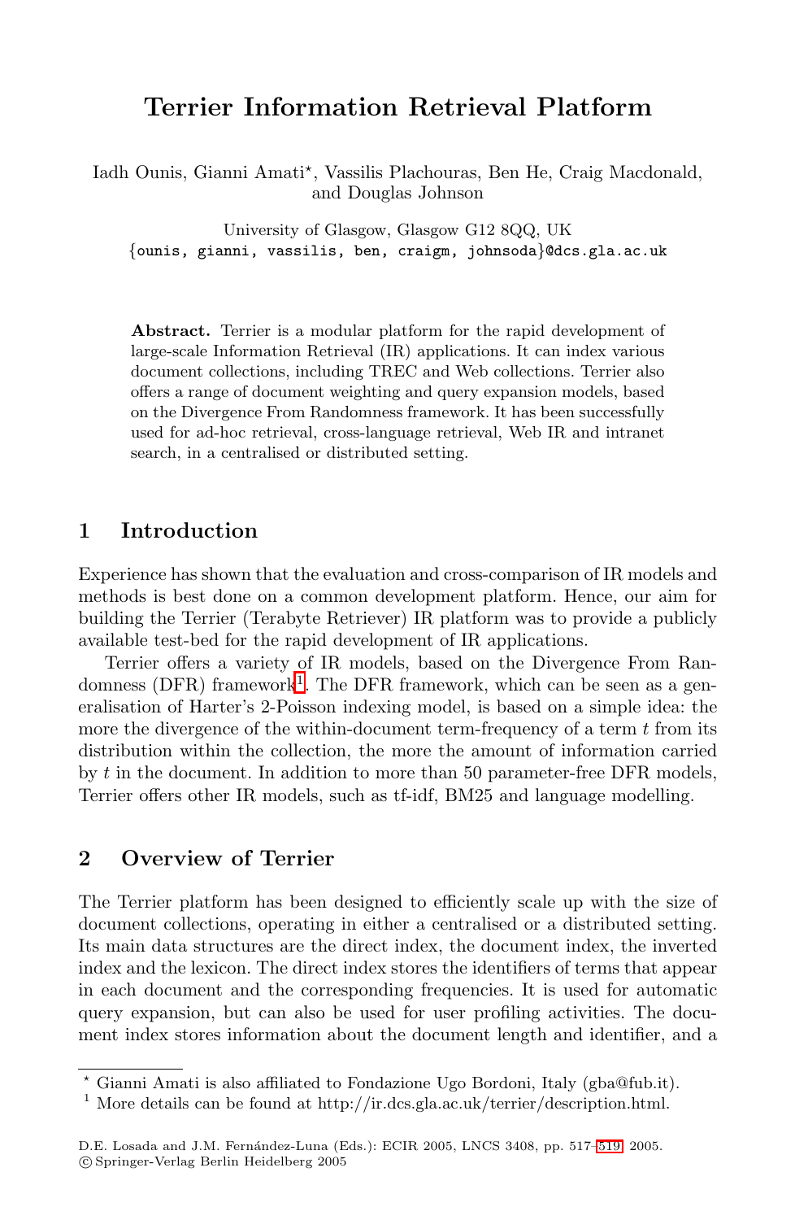# Terrier Information Retrieval Platform

Iadh Ounis, Gianni Amati*, Vassilis Plachouras, Ben He, Craig Macdonald, and Douglas Johnson

University of Glasgow, Glasgow G12 8QQ, UK
{ounis, gianni, vassilis, ben, craigm, johnsoda}@dcs.gla.ac.uk

**Abstract.** Terrier is a modular platform for the rapid development of large-scale Information Retrieval (IR) applications. It can index various document collections, including TREC and Web collections. Terrier also offers a range of document weighting and query expansion models, based on the Divergence From Randomness framework. It has been successfully used for ad-hoc retrieval, cross-language retrieval, Web IR and intranet search, in a centralised or distributed setting.

## 1 Introduction

Experience has shown that the evaluation and cross-comparison of IR models and methods is best done on a common development platform. Hence, our aim for building the Terrier (Terabyte Retriever) IR platform was to provide a publicly available test-bed for the rapid development of IR applications.

Terrier offers a variety of IR models, based on the Divergence From Randomness (DFR) framework[1]. The DFR framework, which can be seen as a generalisation of Harter's 2-Poisson indexing model, is based on a simple idea: the more the divergence of the within-document term-frequency of a term $t$ from its distribution within the collection, the more the amount of information carried by $t$ in the document. In addition to more than 50 parameter-free DFR models, Terrier offers other IR models, such as tf-idf, BM25 and language modelling.

## 2 Overview of Terrier

The Terrier platform has been designed to efficiently scale up with the size of document collections, operating in either a centralised or a distributed setting. Its main data structures are the direct index, the document index, the inverted index and the lexicon. The direct index stores the identifiers of terms that appear in each document and the corresponding frequencies. It is used for automatic query expansion, but can also be used for user profiling activities. The document index stores information about the document length and identifier, and a

* Gianni Amati is also affiliated to Fondazione Ugo Bordoni, Italy (gba@fub.it).

[1] More details can be found at http://ir.dcs.gla.ac.uk/terrier/description.html.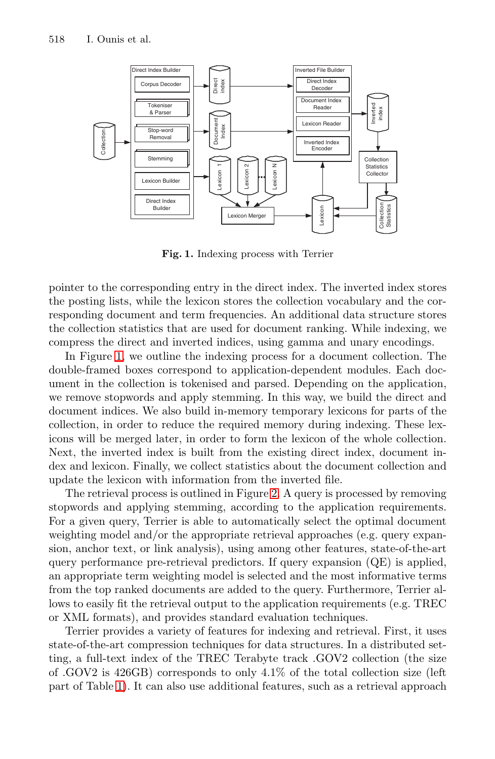Direct Index Builder

Corpus Decoder

Tokeniser & Parser

Stop-word Removal

Stemming

Lexicon Builder

Direct Index Builder

Collection

Direct index

Document Index

Lexicon 1

Lexicon 2

Lexicon N

Lexicon Merger

Inverted File Builder

Direct Index Decoder

Document Index Reader

Lexicon Reader

Inverted Index Encoder

Inverted index

Collection Statistics Collector

Lexicon

Collection Statistics

**Fig. 1.** Indexing process with Terrier

pointer to the corresponding entry in the direct index. The inverted index stores the posting lists, while the lexicon stores the collection vocabulary and the corresponding document and term frequencies. An additional data structure stores the collection statistics that are used for document ranking. While indexing, we compress the direct and inverted indices, using gamma and unary encodings.

In Figure 1, we outline the indexing process for a document collection. The double-framed boxes correspond to application-dependent modules. Each document in the collection is tokenised and parsed. Depending on the application, we remove stopwords and apply stemming. In this way, we build the direct and document indices. We also build in-memory temporary lexicons for parts of the collection, in order to reduce the required memory during indexing. These lexicons will be merged later, in order to form the lexicon of the whole collection. Next, the inverted index is built from the existing direct index, document index and lexicon. Finally, we collect statistics about the document collection and update the lexicon with information from the inverted file.

The retrieval process is outlined in Figure 2. A query is processed by removing stopwords and applying stemming, according to the application requirements. For a given query, Terrier is able to automatically select the optimal document weighting model and/or the appropriate retrieval approaches (e.g. query expansion, anchor text, or link analysis), using among other features, state-of-the-art query performance pre-retrieval predictors. If query expansion (QE) is applied, an appropriate term weighting model is selected and the most informative terms from the top ranked documents are added to the query. Furthermore, Terrier allows to easily fit the retrieval output to the application requirements (e.g. TREC or XML formats), and provides standard evaluation techniques.

Terrier provides a variety of features for indexing and retrieval. First, it uses state-of-the-art compression techniques for data structures. In a distributed setting, a full-text index of the TREC Terabyte track .GOV2 collection (the size of .GOV2 is 426GB) corresponds to only 4.1% of the total collection size (left part of Table 1). It can also use additional features, such as a retrieval approach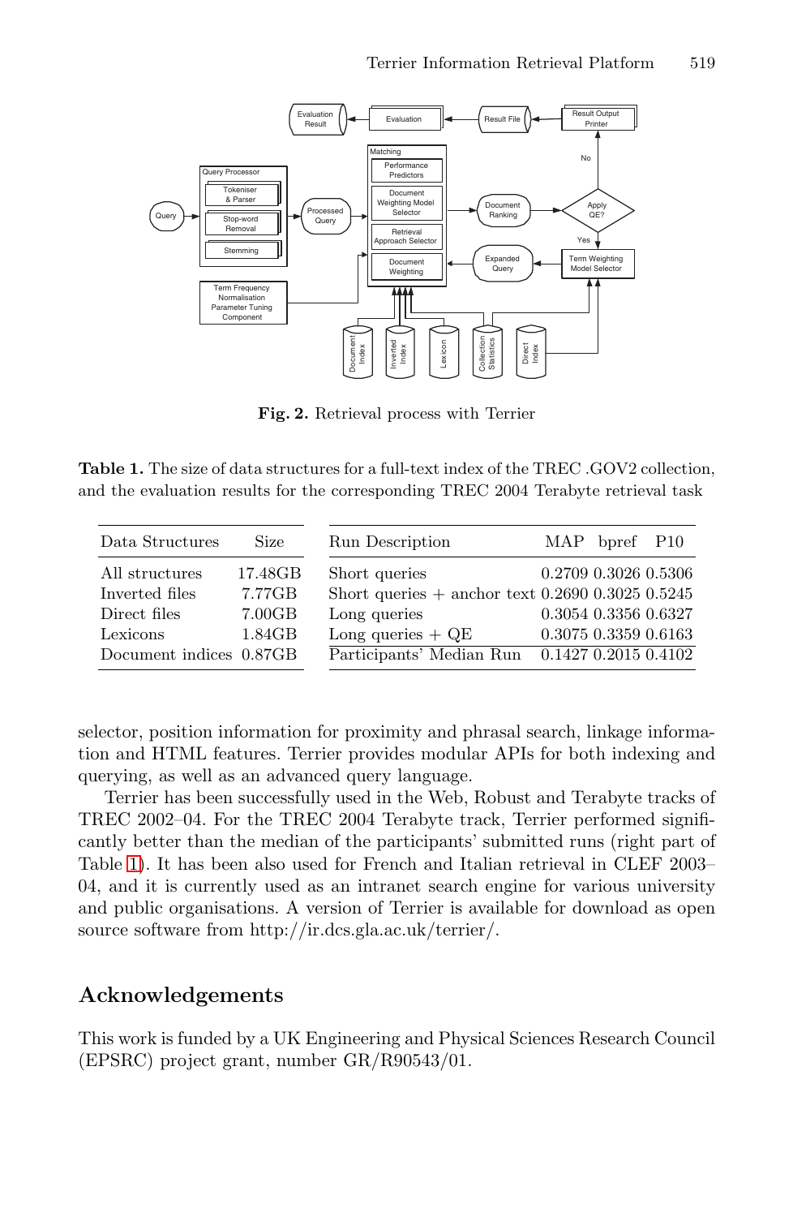Evaluation Result

Evaluation

Result File

Result Output Printer

Matching

Performance Predictors

Document Weighting Model Selector

Retrieval Approach Selector

Document Weighting

Query Processor

Tokeniser & Parser

Stop-word Removal

Stemming

Query

Processed Query

Document Ranking

Apply QE?

No

Yes

Expanded Query

Term Weighting Model Selector

Term Frequency Normalisation Parameter Tuning Component

Document Index

Inverted Index

Lexicon

Collection Statistics

Direct Index

**Fig. 2.** Retrieval process with Terrier

**Table 1.** The size of data structures for a full-text index of the TREC .GOV2 collection, and the evaluation results for the corresponding TREC 2004 Terabyte retrieval task

| Data Structures | Size |
|---|---|
| All structures | 17.48GB |
| Inverted files | 7.77GB |
| Direct files | 7.00GB |
| Lexicons | 1.84GB |
| Document indices | 0.87GB |

| Run Description | MAP | bpref | P10 |
|---|---|---|---|
| Short queries | 0.2709 | 0.3026 | 0.5306 |
| Short queries + anchor text | 0.2690 | 0.3025 | 0.5245 |
| Long queries | 0.3054 | 0.3356 | 0.6327 |
| Long queries + QE | 0.3075 | 0.3359 | 0.6163 |
| Participants' Median Run | 0.1427 | 0.2015 | 0.4102 |

selector, position information for proximity and phrasal search, linkage information and HTML features. Terrier provides modular APIs for both indexing and querying, as well as an advanced query language.

Terrier has been successfully used in the Web, Robust and Terabyte tracks of TREC 2002–04. For the TREC 2004 Terabyte track, Terrier performed significantly better than the median of the participants' submitted runs (right part of Table 1). It has been also used for French and Italian retrieval in CLEF 2003–04, and it is currently used as an intranet search engine for various university and public organisations. A version of Terrier is available for download as open source software from http://ir.dcs.gla.ac.uk/terrier/.

## Acknowledgements

This work is funded by a UK Engineering and Physical Sciences Research Council (EPSRC) project grant, number GR/R90543/01.